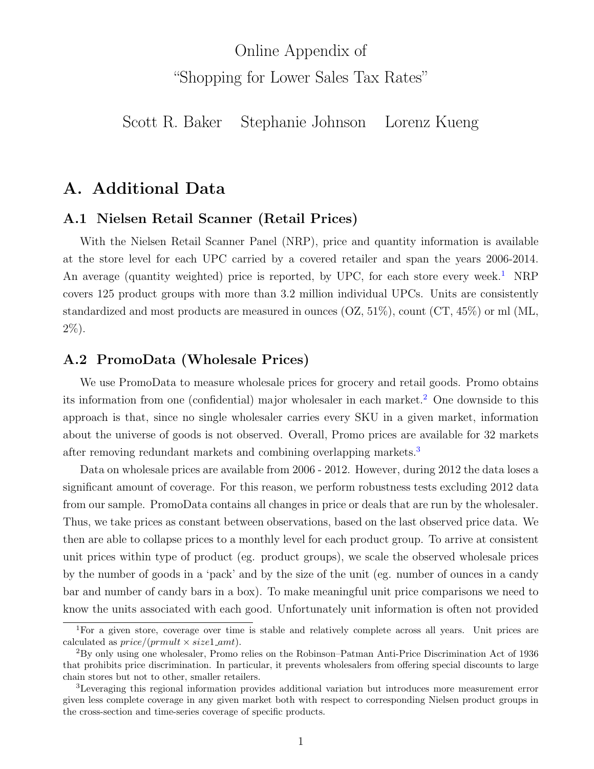# Online Appendix of
# "Shopping for Lower Sales Tax Rates"

Scott R. Baker    Stephanie Johnson    Lorenz Kueng

## A. Additional Data

### A.1 Nielsen Retail Scanner (Retail Prices)

With the Nielsen Retail Scanner Panel (NRP), price and quantity information is available at the store level for each UPC carried by a covered retailer and span the years 2006-2014. An average (quantity weighted) price is reported, by UPC, for each store every week.[1] NRP covers 125 product groups with more than 3.2 million individual UPCs. Units are consistently standardized and most products are measured in ounces (OZ, 51%), count (CT, 45%) or ml (ML, 2%).

### A.2 PromoData (Wholesale Prices)

We use PromoData to measure wholesale prices for grocery and retail goods. Promo obtains its information from one (confidential) major wholesaler in each market.[2] One downside to this approach is that, since no single wholesaler carries every SKU in a given market, information about the universe of goods is not observed. Overall, Promo prices are available for 32 markets after removing redundant markets and combining overlapping markets.[3]

Data on wholesale prices are available from 2006 - 2012. However, during 2012 the data loses a significant amount of coverage. For this reason, we perform robustness tests excluding 2012 data from our sample. PromoData contains all changes in price or deals that are run by the wholesaler. Thus, we take prices as constant between observations, based on the last observed price data. We then are able to collapse prices to a monthly level for each product group. To arrive at consistent unit prices within type of product (eg. product groups), we scale the observed wholesale prices by the number of goods in a 'pack' and by the size of the unit (eg. number of ounces in a candy bar and number of candy bars in a box). To make meaningful unit price comparisons we need to know the units associated with each good. Unfortunately unit information is often not provided

---

[1] For a given store, coverage over time is stable and relatively complete across all years. Unit prices are calculated as $price/(prmult \times size1\_amt)$.

[2] By only using one wholesaler, Promo relies on the Robinson–Patman Anti-Price Discrimination Act of 1936 that prohibits price discrimination. In particular, it prevents wholesalers from offering special discounts to large chain stores but not to other, smaller retailers.

[3] Leveraging this regional information provides additional variation but introduces more measurement error given less complete coverage in any given market both with respect to corresponding Nielsen product groups in the cross-section and time-series coverage of specific products.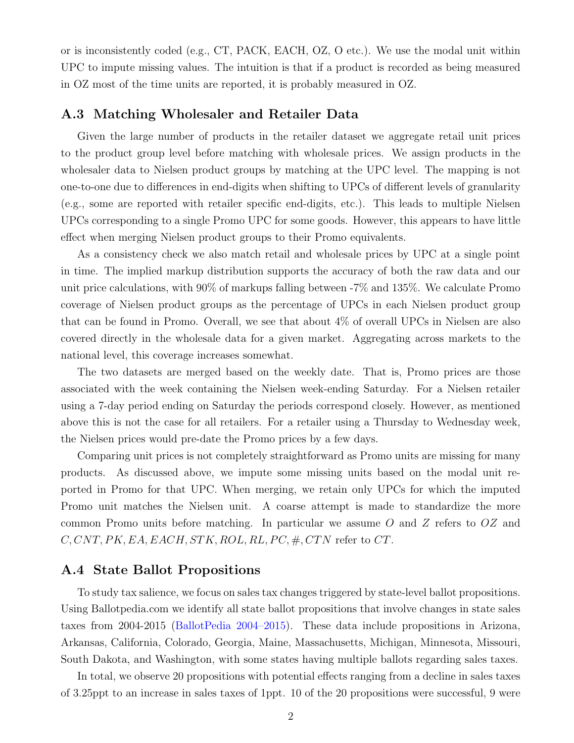or is inconsistently coded (e.g., CT, PACK, EACH, OZ, O etc.). We use the modal unit within UPC to impute missing values. The intuition is that if a product is recorded as being measured in OZ most of the time units are reported, it is probably measured in OZ.

## A.3 Matching Wholesaler and Retailer Data

Given the large number of products in the retailer dataset we aggregate retail unit prices to the product group level before matching with wholesale prices. We assign products in the wholesaler data to Nielsen product groups by matching at the UPC level. The mapping is not one-to-one due to differences in end-digits when shifting to UPCs of different levels of granularity (e.g., some are reported with retailer specific end-digits, etc.). This leads to multiple Nielsen UPCs corresponding to a single Promo UPC for some goods. However, this appears to have little effect when merging Nielsen product groups to their Promo equivalents.

As a consistency check we also match retail and wholesale prices by UPC at a single point in time. The implied markup distribution supports the accuracy of both the raw data and our unit price calculations, with 90% of markups falling between -7% and 135%. We calculate Promo coverage of Nielsen product groups as the percentage of UPCs in each Nielsen product group that can be found in Promo. Overall, we see that about 4% of overall UPCs in Nielsen are also covered directly in the wholesale data for a given market. Aggregating across markets to the national level, this coverage increases somewhat.

The two datasets are merged based on the weekly date. That is, Promo prices are those associated with the week containing the Nielsen week-ending Saturday. For a Nielsen retailer using a 7-day period ending on Saturday the periods correspond closely. However, as mentioned above this is not the case for all retailers. For a retailer using a Thursday to Wednesday week, the Nielsen prices would pre-date the Promo prices by a few days.

Comparing unit prices is not completely straightforward as Promo units are missing for many products. As discussed above, we impute some missing units based on the modal unit reported in Promo for that UPC. When merging, we retain only UPCs for which the imputed Promo unit matches the Nielsen unit. A coarse attempt is made to standardize the more common Promo units before matching. In particular we assume $O$ and $Z$ refers to $OZ$ and $C, CNT, PK, EA, EACH, STK, ROL, RL, PC, \#, CTN$ refer to $CT$.

## A.4 State Ballot Propositions

To study tax salience, we focus on sales tax changes triggered by state-level ballot propositions. Using Ballotpedia.com we identify all state ballot propositions that involve changes in state sales taxes from 2004-2015 (BallotPedia 2004–2015). These data include propositions in Arizona, Arkansas, California, Colorado, Georgia, Maine, Massachusetts, Michigan, Minnesota, Missouri, South Dakota, and Washington, with some states having multiple ballots regarding sales taxes.

In total, we observe 20 propositions with potential effects ranging from a decline in sales taxes of 3.25ppt to an increase in sales taxes of 1ppt. 10 of the 20 propositions were successful, 9 were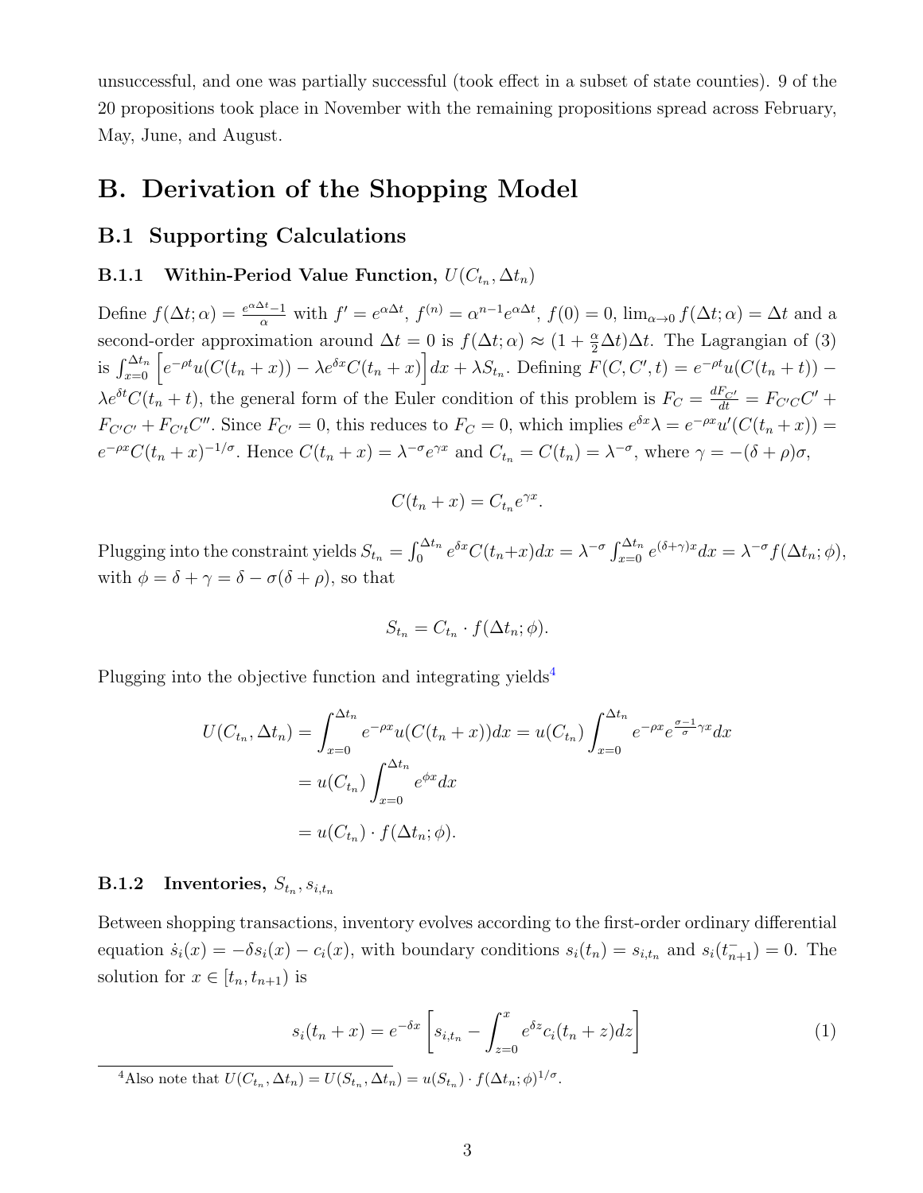unsuccessful, and one was partially successful (took effect in a subset of state counties). 9 of the 20 propositions took place in November with the remaining propositions spread across February, May, June, and August.

# B. Derivation of the Shopping Model

## B.1 Supporting Calculations

### B.1.1 Within-Period Value Function, $U(C_{t_n}, \Delta t_n)$

Define $f(\Delta t; \alpha) = \frac{e^{\alpha \Delta t} - 1}{\alpha}$ with $f' = e^{\alpha \Delta t}$, $f^{(n)} = \alpha^{n-1} e^{\alpha \Delta t}$, $f(0) = 0$, $\lim_{\alpha \to 0} f(\Delta t; \alpha) = \Delta t$ and a second-order approximation around $\Delta t = 0$ is $f(\Delta t; \alpha) \approx (1 + \frac{\alpha}{2}\Delta t)\Delta t$. The Lagrangian of (3) is $\int_{x=0}^{\Delta t_n} \left[ e^{-\rho t} u(C(t_n + x)) - \lambda e^{\delta x} C(t_n + x) \right] dx + \lambda S_{t_n}$. Defining $F(C, C', t) = e^{-\rho t} u(C(t_n + t)) - \lambda e^{\delta t} C(t_n + t)$, the general form of the Euler condition of this problem is $F_C = \frac{dF_{C'}}{dt} = F_{C'C} C' + F_{C'C'} + F_{C't} C''$. Since $F_{C'} = 0$, this reduces to $F_C = 0$, which implies $e^{\delta x} \lambda = e^{-\rho x} u'(C(t_n + x)) = e^{-\rho x} C(t_n + x)^{-1/\sigma}$. Hence $C(t_n + x) = \lambda^{-\sigma} e^{\gamma x}$ and $C_{t_n} = C(t_n) = \lambda^{-\sigma}$, where $\gamma = -(\delta + \rho)\sigma$,

$$C(t_n + x) = C_{t_n} e^{\gamma x}.$$

Plugging into the constraint yields $S_{t_n} = \int_0^{\Delta t_n} e^{\delta x} C(t_n + x) dx = \lambda^{-\sigma} \int_{x=0}^{\Delta t_n} e^{(\delta + \gamma)x} dx = \lambda^{-\sigma} f(\Delta t_n; \phi)$, with $\phi = \delta + \gamma = \delta - \sigma(\delta + \rho)$, so that

$$S_{t_n} = C_{t_n} \cdot f(\Delta t_n; \phi).$$

Plugging into the objective function and integrating yields[4]

$$\begin{aligned}
U(C_{t_n}, \Delta t_n) &= \int_{x=0}^{\Delta t_n} e^{-\rho x} u(C(t_n + x)) dx = u(C_{t_n}) \int_{x=0}^{\Delta t_n} e^{-\rho x} e^{\frac{\sigma - 1}{\sigma} \gamma x} dx \\
&= u(C_{t_n}) \int_{x=0}^{\Delta t_n} e^{\phi x} dx \\
&= u(C_{t_n}) \cdot f(\Delta t_n; \phi).
\end{aligned}$$

### B.1.2 Inventories, $S_{t_n}, s_{i,t_n}$

Between shopping transactions, inventory evolves according to the first-order ordinary differential equation $\dot{s}_i(x) = -\delta s_i(x) - c_i(x)$, with boundary conditions $s_i(t_n) = s_{i,t_n}$ and $s_i(t_{n+1}^-) = 0$. The solution for $x \in [t_n, t_{n+1})$ is

$$s_i(t_n + x) = e^{-\delta x} \left[ s_{i,t_n} - \int_{z=0}^{x} e^{\delta z} c_i(t_n + z) dz \right] \tag{1}$$

[4] Also note that $U(C_{t_n}, \Delta t_n) = U(S_{t_n}, \Delta t_n) = u(S_{t_n}) \cdot f(\Delta t_n; \phi)^{1/\sigma}$.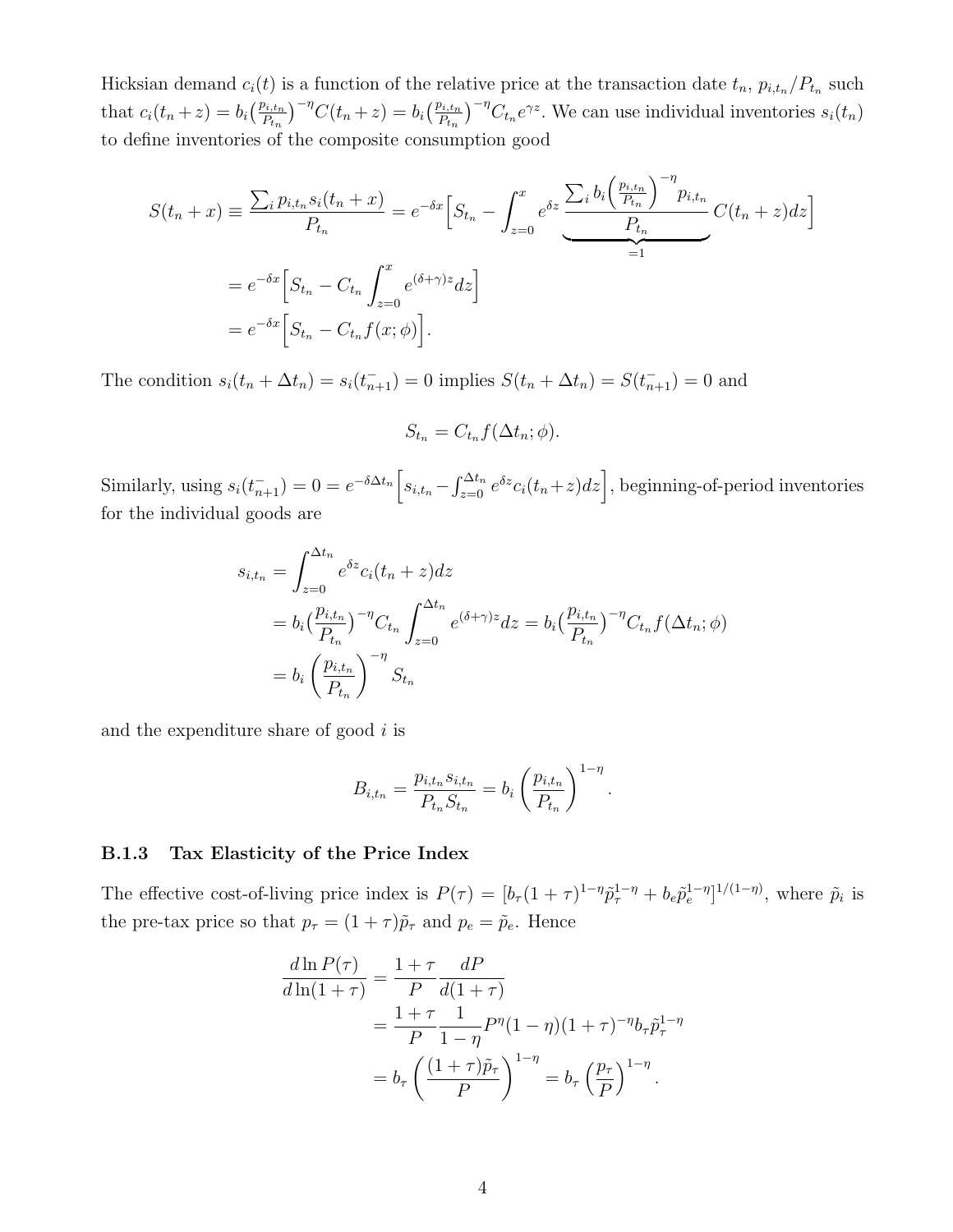Hicksian demand $c_i(t)$ is a function of the relative price at the transaction date $t_n$, $p_{i,t_n}/P_{t_n}$ such that $c_i(t_n+z) = b_i\big(\frac{p_{i,t_n}}{P_{t_n}}\big)^{-\eta}C(t_n+z) = b_i\big(\frac{p_{i,t_n}}{P_{t_n}}\big)^{-\eta}C_{t_n}e^{\gamma z}$. We can use individual inventories $s_i(t_n)$ to define inventories of the composite consumption good

$$
\begin{aligned}
S(t_n+x) \equiv \frac{\sum_i p_{i,t_n} s_i(t_n+x)}{P_{t_n}} &= e^{-\delta x}\Big[S_{t_n} - \int_{z=0}^{x} e^{\delta z} \underbrace{\frac{\sum_i b_i\Big(\frac{p_{i,t_n}}{P_{t_n}}\Big)^{-\eta} p_{i,t_n}}{P_{t_n}}}_{=1} C(t_n+z)dz\Big] \\
&= e^{-\delta x}\Big[S_{t_n} - C_{t_n}\int_{z=0}^{x} e^{(\delta+\gamma)z}dz\Big] \\
&= e^{-\delta x}\Big[S_{t_n} - C_{t_n} f(x;\phi)\Big].
\end{aligned}
$$

The condition $s_i(t_n+\Delta t_n) = s_i(t_{n+1}^-) = 0$ implies $S(t_n+\Delta t_n) = S(t_{n+1}^-) = 0$ and

$$
S_{t_n} = C_{t_n} f(\Delta t_n;\phi).
$$

Similarly, using $s_i(t_{n+1}^-) = 0 = e^{-\delta\Delta t_n}\Big[s_{i,t_n} - \int_{z=0}^{\Delta t_n} e^{\delta z}c_i(t_n+z)dz\Big]$, beginning-of-period inventories for the individual goods are

$$
\begin{aligned}
s_{i,t_n} &= \int_{z=0}^{\Delta t_n} e^{\delta z} c_i(t_n+z)dz \\
&= b_i\big(\frac{p_{i,t_n}}{P_{t_n}}\big)^{-\eta} C_{t_n}\int_{z=0}^{\Delta t_n} e^{(\delta+\gamma)z}dz = b_i\big(\frac{p_{i,t_n}}{P_{t_n}}\big)^{-\eta} C_{t_n} f(\Delta t_n;\phi) \\
&= b_i\left(\frac{p_{i,t_n}}{P_{t_n}}\right)^{-\eta} S_{t_n}
\end{aligned}
$$

and the expenditure share of good $i$ is

$$
B_{i,t_n} = \frac{p_{i,t_n}s_{i,t_n}}{P_{t_n}S_{t_n}} = b_i\left(\frac{p_{i,t_n}}{P_{t_n}}\right)^{1-\eta}.
$$

### B.1.3 Tax Elasticity of the Price Index

The effective cost-of-living price index is $P(\tau) = [b_\tau(1+\tau)^{1-\eta}\tilde{p}_\tau^{1-\eta} + b_e\tilde{p}_e^{1-\eta}]^{1/(1-\eta)}$, where $\tilde{p}_i$ is the pre-tax price so that $p_\tau = (1+\tau)\tilde{p}_\tau$ and $p_e = \tilde{p}_e$. Hence

$$
\begin{aligned}
\frac{d\ln P(\tau)}{d\ln(1+\tau)} &= \frac{1+\tau}{P}\frac{dP}{d(1+\tau)} \\
&= \frac{1+\tau}{P}\frac{1}{1-\eta}P^{\eta}(1-\eta)(1+\tau)^{-\eta}b_\tau\tilde{p}_\tau^{1-\eta} \\
&= b_\tau\left(\frac{(1+\tau)\tilde{p}_\tau}{P}\right)^{1-\eta} = b_\tau\left(\frac{p_\tau}{P}\right)^{1-\eta}.
\end{aligned}
$$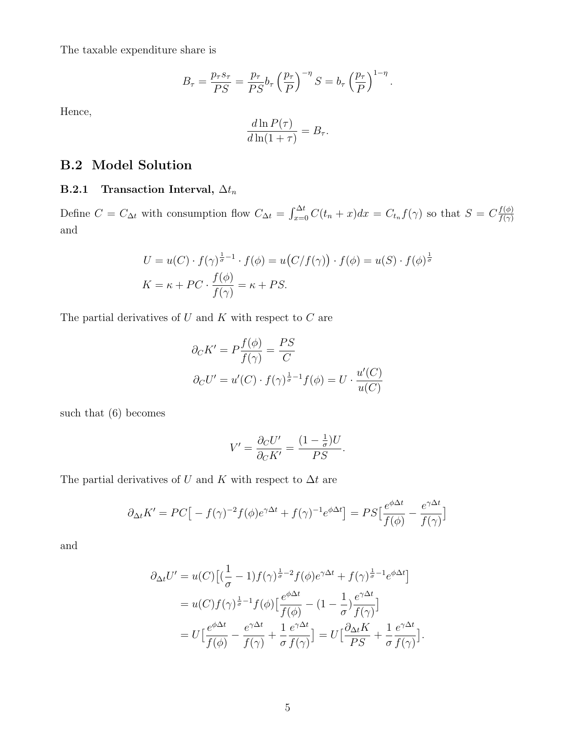The taxable expenditure share is

$$B_\tau = \frac{p_\tau s_\tau}{PS} = \frac{p_\tau}{PS} b_\tau \left(\frac{p_\tau}{P}\right)^{-\eta} S = b_\tau \left(\frac{p_\tau}{P}\right)^{1-\eta}.$$

Hence,

$$\frac{d\ln P(\tau)}{d\ln(1+\tau)} = B_\tau.$$

## B.2 Model Solution

### B.2.1 Transaction Interval, $\Delta t_n$

Define $C = C_{\Delta t}$ with consumption flow $C_{\Delta t} = \int_{x=0}^{\Delta t} C(t_n + x)dx = C_{t_n} f(\gamma)$ so that $S = C\frac{f(\phi)}{f(\gamma)}$ and

$$\begin{aligned}
U &= u(C) \cdot f(\gamma)^{\frac{1}{\sigma}-1} \cdot f(\phi) = u\big(C/f(\gamma)\big) \cdot f(\phi) = u(S) \cdot f(\phi)^{\frac{1}{\sigma}} \\
K &= \kappa + PC \cdot \frac{f(\phi)}{f(\gamma)} = \kappa + PS.
\end{aligned}$$

The partial derivatives of $U$ and $K$ with respect to $C$ are

$$\begin{aligned}
\partial_C K' &= P\frac{f(\phi)}{f(\gamma)} = \frac{PS}{C} \\
\partial_C U' &= u'(C) \cdot f(\gamma)^{\frac{1}{\sigma}-1} f(\phi) = U \cdot \frac{u'(C)}{u(C)}
\end{aligned}$$

such that (6) becomes

$$V' = \frac{\partial_C U'}{\partial_C K'} = \frac{(1-\frac{1}{\sigma})U}{PS}.$$

The partial derivatives of $U$ and $K$ with respect to $\Delta t$ are

$$\partial_{\Delta t} K' = PC\big[-f(\gamma)^{-2} f(\phi) e^{\gamma \Delta t} + f(\gamma)^{-1} e^{\phi \Delta t}\big] = PS\big[\frac{e^{\phi\Delta t}}{f(\phi)} - \frac{e^{\gamma \Delta t}}{f(\gamma)}\big]$$

and

$$\begin{aligned}
\partial_{\Delta t} U' &= u(C)\big[(\frac{1}{\sigma}-1) f(\gamma)^{\frac{1}{\sigma}-2} f(\phi) e^{\gamma\Delta t} + f(\gamma)^{\frac{1}{\sigma}-1} e^{\phi \Delta t}\big] \\
&= u(C) f(\gamma)^{\frac{1}{\sigma}-1} f(\phi) \big[\frac{e^{\phi\Delta t}}{f(\phi)} - (1-\frac{1}{\sigma})\frac{e^{\gamma\Delta t}}{f(\gamma)}\big] \\
&= U\big[\frac{e^{\phi\Delta t}}{f(\phi)} - \frac{e^{\gamma\Delta t}}{f(\gamma)} + \frac{1}{\sigma}\frac{e^{\gamma\Delta t}}{f(\gamma)}\big] = U\big[\frac{\partial_{\Delta t} K}{PS} + \frac{1}{\sigma}\frac{e^{\gamma\Delta t}}{f(\gamma)}\big].
\end{aligned}$$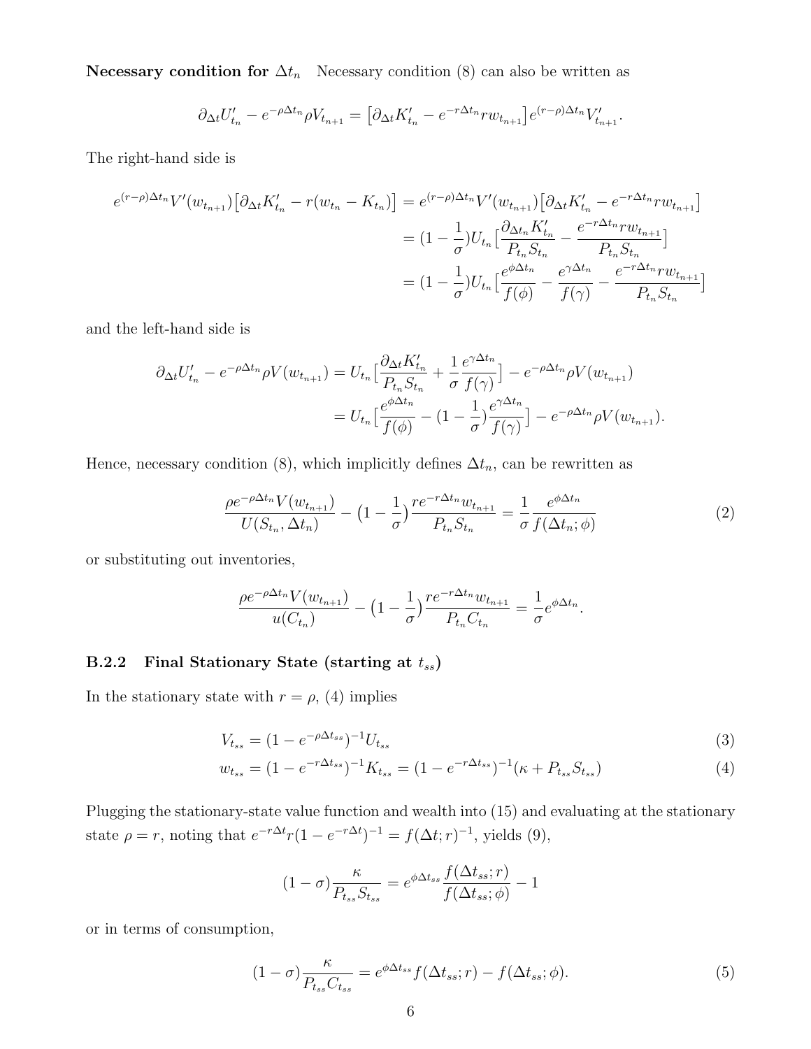**Necessary condition for $\Delta t_n$** Necessary condition (8) can also be written as

$$\partial_{\Delta t} U'_{t_n} - e^{-\rho \Delta t_n} \rho V_{t_{n+1}} = \big[\partial_{\Delta t} K'_{t_n} - e^{-r\Delta t_n} r w_{t_{n+1}}\big] e^{(r-\rho)\Delta t_n} V'_{t_{n+1}}.$$

The right-hand side is

$$\begin{aligned}
e^{(r-\rho)\Delta t_n} V'(w_{t_{n+1}}) \big[\partial_{\Delta t} K'_{t_n} - r(w_{t_n} - K_{t_n})\big] &= e^{(r-\rho)\Delta t_n} V'(w_{t_{n+1}}) \big[\partial_{\Delta t} K'_{t_n} - e^{-r\Delta t_n} r w_{t_{n+1}}\big] \\
&= (1 - \frac{1}{\sigma}) U_{t_n} \big[\frac{\partial_{\Delta t_n} K'_{t_n}}{P_{t_n} S_{t_n}} - \frac{e^{-r\Delta t_n} r w_{t_{n+1}}}{P_{t_n} S_{t_n}}\big] \\
&= (1 - \frac{1}{\sigma}) U_{t_n} \big[\frac{e^{\phi \Delta t_n}}{f(\phi)} - \frac{e^{\gamma \Delta t_n}}{f(\gamma)} - \frac{e^{-r\Delta t_n} r w_{t_{n+1}}}{P_{t_n} S_{t_n}}\big]
\end{aligned}$$

and the left-hand side is

$$\begin{aligned}
\partial_{\Delta t} U'_{t_n} - e^{-\rho \Delta t_n} \rho V(w_{t_{n+1}}) &= U_{t_n} \big[\frac{\partial_{\Delta t} K'_{t_n}}{P_{t_n} S_{t_n}} + \frac{1}{\sigma} \frac{e^{\gamma \Delta t_n}}{f(\gamma)}\big] - e^{-\rho \Delta t_n} \rho V(w_{t_{n+1}}) \\
&= U_{t_n} \big[\frac{e^{\phi \Delta t_n}}{f(\phi)} - (1 - \frac{1}{\sigma}) \frac{e^{\gamma \Delta t_n}}{f(\gamma)}\big] - e^{-\rho \Delta t_n} \rho V(w_{t_{n+1}}).
\end{aligned}$$

Hence, necessary condition (8), which implicitly defines $\Delta t_n$, can be rewritten as

$$\frac{\rho e^{-\rho \Delta t_n} V(w_{t_{n+1}})}{U(S_{t_n}, \Delta t_n)} - \big(1 - \frac{1}{\sigma}\big) \frac{r e^{-r\Delta t_n} w_{t_{n+1}}}{P_{t_n} S_{t_n}} = \frac{1}{\sigma} \frac{e^{\phi \Delta t_n}}{f(\Delta t_n; \phi)} \tag{2}$$

or substituting out inventories,

$$\frac{\rho e^{-\rho \Delta t_n} V(w_{t_{n+1}})}{u(C_{t_n})} - \big(1 - \frac{1}{\sigma}\big) \frac{r e^{-r\Delta t_n} w_{t_{n+1}}}{P_{t_n} C_{t_n}} = \frac{1}{\sigma} e^{\phi \Delta t_n}.$$

### B.2.2 Final Stationary State (starting at $t_{ss}$)

In the stationary state with $r = \rho$, (4) implies

$$V_{t_{ss}} = (1 - e^{-\rho \Delta t_{ss}})^{-1} U_{t_{ss}} \tag{3}$$

$$w_{t_{ss}} = (1 - e^{-r\Delta t_{ss}})^{-1} K_{t_{ss}} = (1 - e^{-r\Delta t_{ss}})^{-1} (\kappa + P_{t_{ss}} S_{t_{ss}}) \tag{4}$$

Plugging the stationary-state value function and wealth into (15) and evaluating at the stationary state $\rho = r$, noting that $e^{-r\Delta t} r (1 - e^{-r\Delta t})^{-1} = f(\Delta t; r)^{-1}$, yields (9),

$$(1 - \sigma) \frac{\kappa}{P_{t_{ss}} S_{t_{ss}}} = e^{\phi \Delta t_{ss}} \frac{f(\Delta t_{ss}; r)}{f(\Delta t_{ss}; \phi)} - 1$$

or in terms of consumption,

$$(1 - \sigma) \frac{\kappa}{P_{t_{ss}} C_{t_{ss}}} = e^{\phi \Delta t_{ss}} f(\Delta t_{ss}; r) - f(\Delta t_{ss}; \phi). \tag{5}$$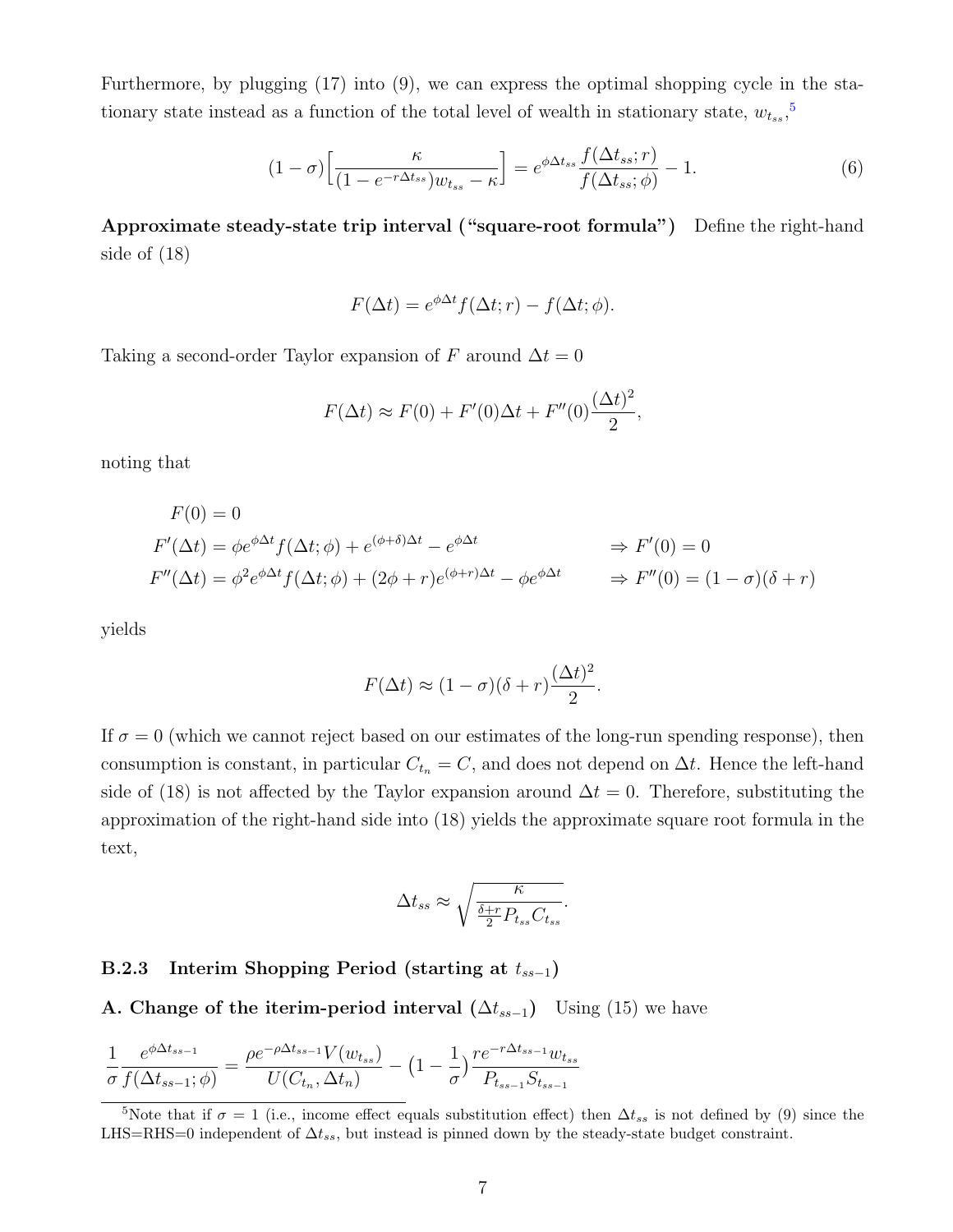Furthermore, by plugging (17) into (9), we can express the optimal shopping cycle in the stationary state instead as a function of the total level of wealth in stationary state, $w_{t_{ss}}$,[5]

$$(1-\sigma)\Big[\frac{\kappa}{(1-e^{-r\Delta t_{ss}})w_{t_{ss}}-\kappa}\Big] = e^{\phi\Delta t_{ss}}\frac{f(\Delta t_{ss};r)}{f(\Delta t_{ss};\phi)} - 1. \tag{6}$$

**Approximate steady-state trip interval ("square-root formula")** Define the right-hand side of (18)

$$F(\Delta t) = e^{\phi\Delta t}f(\Delta t;r) - f(\Delta t;\phi).$$

Taking a second-order Taylor expansion of $F$ around $\Delta t = 0$

$$F(\Delta t) \approx F(0) + F'(0)\Delta t + F''(0)\frac{(\Delta t)^2}{2},$$

noting that

$$\begin{aligned}
&F(0) = 0 \\
&F'(\Delta t) = \phi e^{\phi\Delta t}f(\Delta t;\phi) + e^{(\phi+\delta)\Delta t} - e^{\phi\Delta t} && \Rightarrow F'(0) = 0 \\
&F''(\Delta t) = \phi^2 e^{\phi\Delta t}f(\Delta t;\phi) + (2\phi+r)e^{(\phi+r)\Delta t} - \phi e^{\phi\Delta t} && \Rightarrow F''(0) = (1-\sigma)(\delta+r)
\end{aligned}$$

yields

$$F(\Delta t) \approx (1-\sigma)(\delta+r)\frac{(\Delta t)^2}{2}.$$

If $\sigma = 0$ (which we cannot reject based on our estimates of the long-run spending response), then consumption is constant, in particular $C_{t_n} = C$, and does not depend on $\Delta t$. Hence the left-hand side of (18) is not affected by the Taylor expansion around $\Delta t = 0$. Therefore, substituting the approximation of the right-hand side into (18) yields the approximate square root formula in the text,

$$\Delta t_{ss} \approx \sqrt{\frac{\kappa}{\frac{\delta+r}{2}P_{t_{ss}}C_{t_{ss}}}}.$$

### B.2.3 Interim Shopping Period (starting at $t_{ss-1}$)

**A. Change of the iterim-period interval ($\Delta t_{ss-1}$)** Using (15) we have

$$\frac{1}{\sigma}\frac{e^{\phi\Delta t_{ss-1}}}{f(\Delta t_{ss-1};\phi)} = \frac{\rho e^{-\rho\Delta t_{ss-1}}V(w_{t_{ss}})}{U(C_{t_n},\Delta t_n)} - \big(1-\frac{1}{\sigma}\big)\frac{re^{-r\Delta t_{ss-1}}w_{t_{ss}}}{P_{t_{ss-1}}S_{t_{ss-1}}}$$

[5]Note that if $\sigma = 1$ (i.e., income effect equals substitution effect) then $\Delta t_{ss}$ is not defined by (9) since the LHS=RHS=0 independent of $\Delta t_{ss}$, but instead is pinned down by the steady-state budget constraint.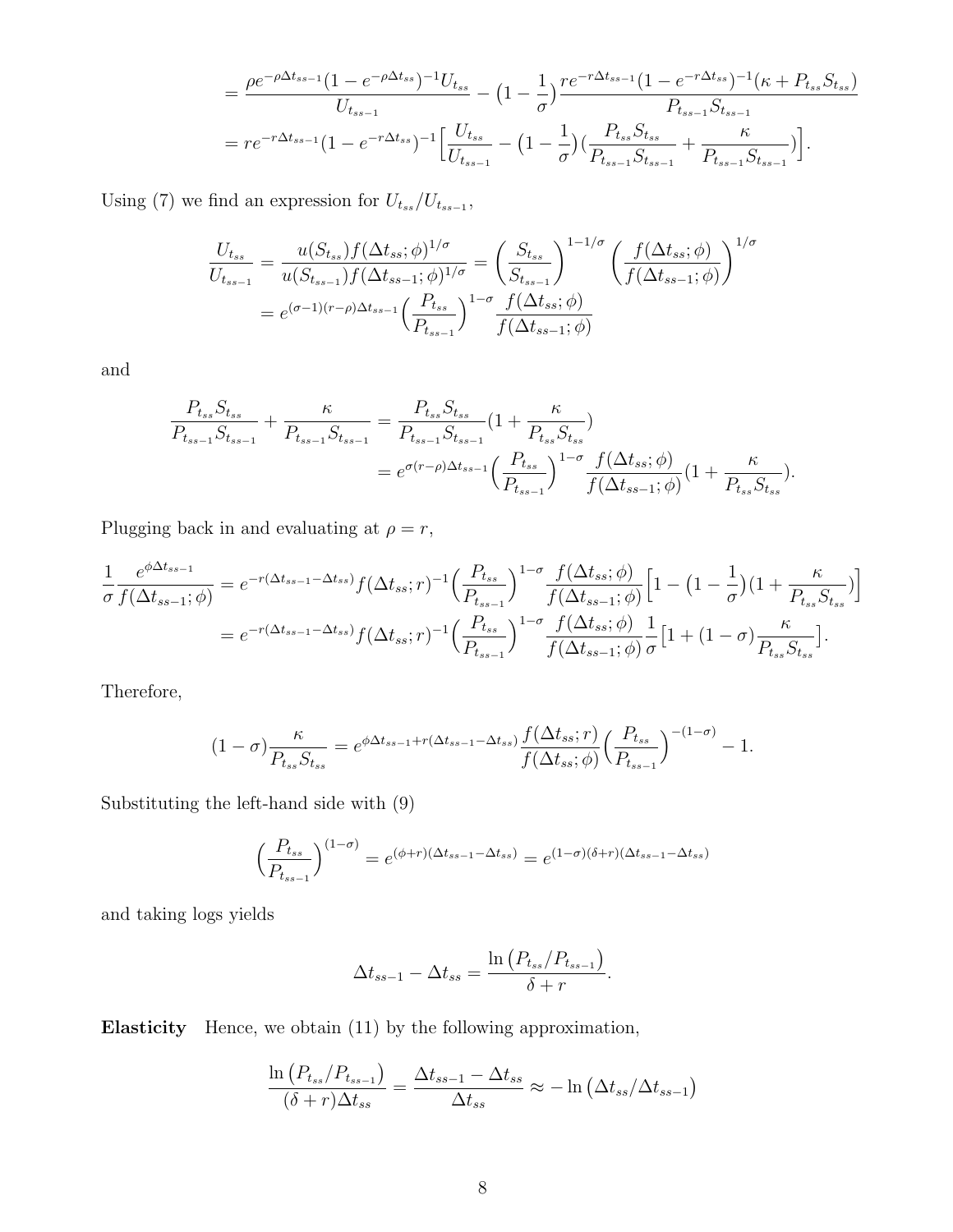$$
\begin{aligned}
&= \frac{\rho e^{-\rho \Delta t_{ss-1}}(1-e^{-\rho \Delta t_{ss}})^{-1} U_{t_{ss}}}{U_{t_{ss-1}}} - \big(1-\frac{1}{\sigma}\big)\frac{r e^{-r\Delta t_{ss-1}}(1-e^{-r\Delta t_{ss}})^{-1}(\kappa + P_{t_{ss}} S_{t_{ss}})}{P_{t_{ss-1}} S_{t_{ss-1}}} \\
&= r e^{-r\Delta t_{ss-1}}(1-e^{-r\Delta t_{ss}})^{-1}\Big[\frac{U_{t_{ss}}}{U_{t_{ss-1}}} - \big(1-\frac{1}{\sigma}\big)\big(\frac{P_{t_{ss}} S_{t_{ss}}}{P_{t_{ss-1}} S_{t_{ss-1}}} + \frac{\kappa}{P_{t_{ss-1}} S_{t_{ss-1}}}\big)\Big].
\end{aligned}
$$

Using (7) we find an expression for $U_{t_{ss}}/U_{t_{ss-1}}$,

$$
\begin{aligned}
\frac{U_{t_{ss}}}{U_{t_{ss-1}}} &= \frac{u(S_{t_{ss}}) f(\Delta t_{ss};\phi)^{1/\sigma}}{u(S_{t_{ss-1}}) f(\Delta t_{ss-1};\phi)^{1/\sigma}} = \left(\frac{S_{t_{ss}}}{S_{t_{ss-1}}}\right)^{1-1/\sigma} \left(\frac{f(\Delta t_{ss};\phi)}{f(\Delta t_{ss-1};\phi)}\right)^{1/\sigma} \\
&= e^{(\sigma-1)(r-\rho)\Delta t_{ss-1}} \Big(\frac{P_{t_{ss}}}{P_{t_{ss-1}}}\Big)^{1-\sigma} \frac{f(\Delta t_{ss};\phi)}{f(\Delta t_{ss-1};\phi)}
\end{aligned}
$$

and

$$
\begin{aligned}
\frac{P_{t_{ss}} S_{t_{ss}}}{P_{t_{ss-1}} S_{t_{ss-1}}} + \frac{\kappa}{P_{t_{ss-1}} S_{t_{ss-1}}} &= \frac{P_{t_{ss}} S_{t_{ss}}}{P_{t_{ss-1}} S_{t_{ss-1}}}\big(1 + \frac{\kappa}{P_{t_{ss}} S_{t_{ss}}}\big) \\
&= e^{\sigma(r-\rho)\Delta t_{ss-1}} \Big(\frac{P_{t_{ss}}}{P_{t_{ss-1}}}\Big)^{1-\sigma} \frac{f(\Delta t_{ss};\phi)}{f(\Delta t_{ss-1};\phi)}\big(1 + \frac{\kappa}{P_{t_{ss}} S_{t_{ss}}}\big).
\end{aligned}
$$

Plugging back in and evaluating at $\rho = r$,

$$
\begin{aligned}
\frac{1}{\sigma}\frac{e^{\phi \Delta t_{ss-1}}}{f(\Delta t_{ss-1};\phi)} &= e^{-r(\Delta t_{ss-1}-\Delta t_{ss})} f(\Delta t_{ss};r)^{-1} \Big(\frac{P_{t_{ss}}}{P_{t_{ss-1}}}\Big)^{1-\sigma} \frac{f(\Delta t_{ss};\phi)}{f(\Delta t_{ss-1};\phi)} \Big[1 - \big(1-\frac{1}{\sigma}\big)\big(1 + \frac{\kappa}{P_{t_{ss}} S_{t_{ss}}}\big)\Big] \\
&= e^{-r(\Delta t_{ss-1}-\Delta t_{ss})} f(\Delta t_{ss};r)^{-1} \Big(\frac{P_{t_{ss}}}{P_{t_{ss-1}}}\Big)^{1-\sigma} \frac{f(\Delta t_{ss};\phi)}{f(\Delta t_{ss-1};\phi)} \frac{1}{\sigma}\big[1 + (1-\sigma)\frac{\kappa}{P_{t_{ss}} S_{t_{ss}}}\big].
\end{aligned}
$$

Therefore,

$$
(1-\sigma)\frac{\kappa}{P_{t_{ss}} S_{t_{ss}}} = e^{\phi \Delta t_{ss-1} + r(\Delta t_{ss-1}-\Delta t_{ss})} \frac{f(\Delta t_{ss};r)}{f(\Delta t_{ss};\phi)} \Big(\frac{P_{t_{ss}}}{P_{t_{ss-1}}}\Big)^{-(1-\sigma)} - 1.
$$

Substituting the left-hand side with (9)

$$
\Big(\frac{P_{t_{ss}}}{P_{t_{ss-1}}}\Big)^{(1-\sigma)} = e^{(\phi + r)(\Delta t_{ss-1}-\Delta t_{ss})} = e^{(1-\sigma)(\delta + r)(\Delta t_{ss-1}-\Delta t_{ss})}
$$

and taking logs yields

$$
\Delta t_{ss-1} - \Delta t_{ss} = \frac{\ln\big(P_{t_{ss}}/P_{t_{ss-1}}\big)}{\delta + r}.
$$

**Elasticity** Hence, we obtain (11) by the following approximation,

$$
\frac{\ln\big(P_{t_{ss}}/P_{t_{ss-1}}\big)}{(\delta + r)\Delta t_{ss}} = \frac{\Delta t_{ss-1} - \Delta t_{ss}}{\Delta t_{ss}} \approx -\ln\big(\Delta t_{ss}/\Delta t_{ss-1}\big)
$$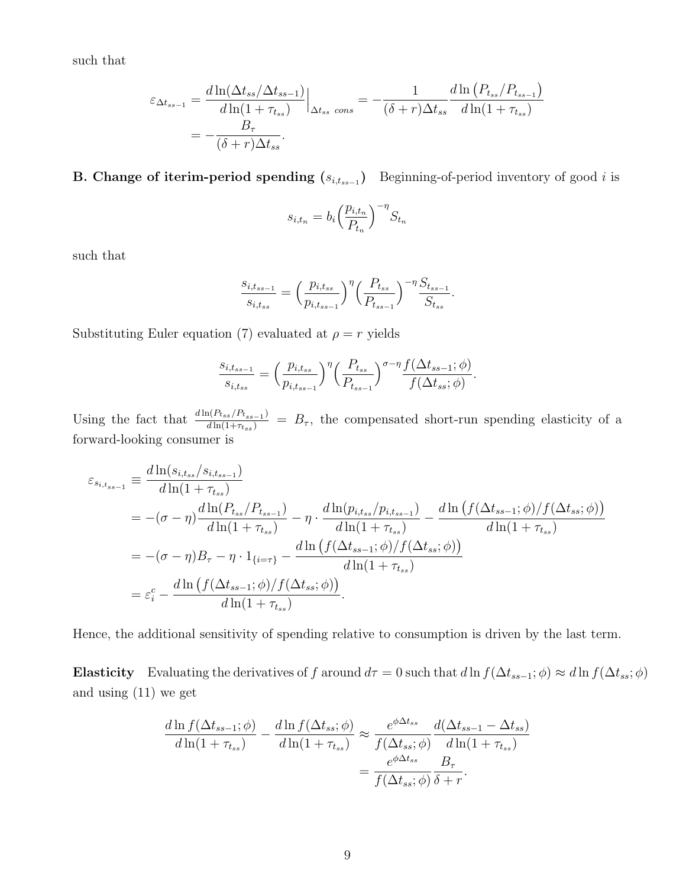such that

$$
\begin{aligned}
\varepsilon_{\Delta t_{ss-1}} &= \frac{d\ln(\Delta t_{ss}/\Delta t_{ss-1})}{d\ln(1+\tau_{t_{ss}})}\Big|_{\Delta t_{ss}\ cons} = -\frac{1}{(\delta+r)\Delta t_{ss}} \frac{d\ln\big(P_{t_{ss}}/P_{t_{ss-1}}\big)}{d\ln(1+\tau_{t_{ss}})} \\
&= -\frac{B_\tau}{(\delta+r)\Delta t_{ss}}.
\end{aligned}
$$

**B. Change of iterim-period spending ($s_{i,t_{ss-1}}$)** Beginning-of-period inventory of good $i$ is

$$
s_{i,t_n} = b_i \Big(\frac{p_{i,t_n}}{P_{t_n}}\Big)^{-\eta} S_{t_n}
$$

such that

$$
\frac{s_{i,t_{ss-1}}}{s_{i,t_{ss}}} = \Big(\frac{p_{i,t_{ss}}}{p_{i,t_{ss-1}}}\Big)^{\eta} \Big(\frac{P_{t_{ss}}}{P_{t_{ss-1}}}\Big)^{-\eta} \frac{S_{t_{ss-1}}}{S_{t_{ss}}}.
$$

Substituting Euler equation (7) evaluated at $\rho = r$ yields

$$
\frac{s_{i,t_{ss-1}}}{s_{i,t_{ss}}} = \Big(\frac{p_{i,t_{ss}}}{p_{i,t_{ss-1}}}\Big)^{\eta} \Big(\frac{P_{t_{ss}}}{P_{t_{ss-1}}}\Big)^{\sigma-\eta} \frac{f(\Delta t_{ss-1};\phi)}{f(\Delta t_{ss};\phi)}.
$$

Using the fact that $\frac{d\ln(P_{t_{ss}}/P_{t_{ss-1}})}{d\ln(1+\tau_{t_{ss}})} = B_\tau$, the compensated short-run spending elasticity of a forward-looking consumer is

$$
\begin{aligned}
\varepsilon_{s_{i,t_{ss-1}}} &\equiv \frac{d\ln(s_{i,t_{ss}}/s_{i,t_{ss-1}})}{d\ln(1+\tau_{t_{ss}})} \\
&= -(\sigma-\eta)\frac{d\ln(P_{t_{ss}}/P_{t_{ss-1}})}{d\ln(1+\tau_{t_{ss}})} - \eta\cdot\frac{d\ln(p_{i,t_{ss}}/p_{i,t_{ss-1}})}{d\ln(1+\tau_{t_{ss}})} - \frac{d\ln\big(f(\Delta t_{ss-1};\phi)/f(\Delta t_{ss};\phi)\big)}{d\ln(1+\tau_{t_{ss}})} \\
&= -(\sigma-\eta)B_\tau - \eta\cdot 1_{\{i=\tau\}} - \frac{d\ln\big(f(\Delta t_{ss-1};\phi)/f(\Delta t_{ss};\phi)\big)}{d\ln(1+\tau_{t_{ss}})} \\
&= \varepsilon_i^c - \frac{d\ln\big(f(\Delta t_{ss-1};\phi)/f(\Delta t_{ss};\phi)\big)}{d\ln(1+\tau_{t_{ss}})}.
\end{aligned}
$$

Hence, the additional sensitivity of spending relative to consumption is driven by the last term.

**Elasticity** Evaluating the derivatives of $f$ around $d\tau = 0$ such that $d\ln f(\Delta t_{ss-1};\phi) \approx d\ln f(\Delta t_{ss};\phi)$ and using (11) we get

$$
\begin{aligned}
\frac{d\ln f(\Delta t_{ss-1};\phi)}{d\ln(1+\tau_{t_{ss}})} - \frac{d\ln f(\Delta t_{ss};\phi)}{d\ln(1+\tau_{t_{ss}})} &\approx \frac{e^{\phi\Delta t_{ss}}}{f(\Delta t_{ss};\phi)} \frac{d(\Delta t_{ss-1}-\Delta t_{ss})}{d\ln(1+\tau_{t_{ss}})} \\
&= \frac{e^{\phi\Delta t_{ss}}}{f(\Delta t_{ss};\phi)} \frac{B_\tau}{\delta+r}.
\end{aligned}
$$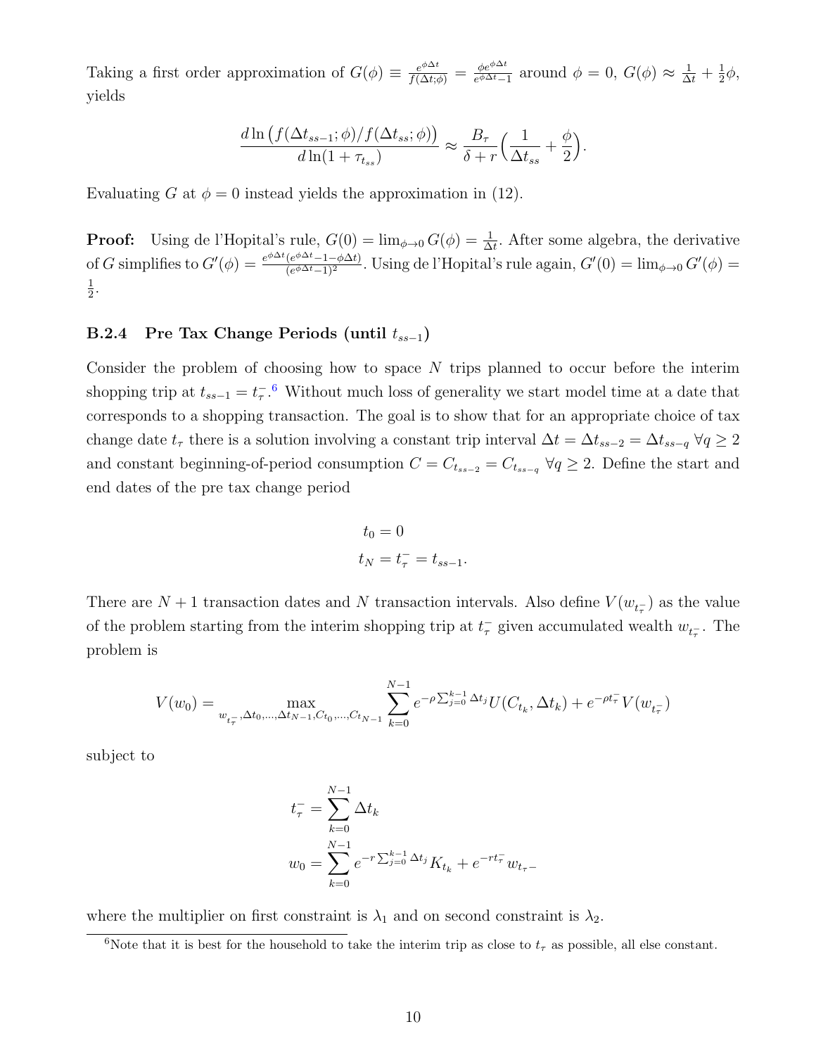Taking a first order approximation of $G(\phi) \equiv \frac{e^{\phi \Delta t}}{f(\Delta t;\phi)} = \frac{\phi e^{\phi\Delta t}}{e^{\phi \Delta t}-1}$ around $\phi = 0$, $G(\phi) \approx \frac{1}{\Delta t} + \frac{1}{2}\phi$, yields

$$\frac{d \ln\big(f(\Delta t_{ss-1};\phi)/f(\Delta t_{ss};\phi)\big)}{d\ln(1+\tau_{t_{ss}})} \approx \frac{B_\tau}{\delta + r}\Big(\frac{1}{\Delta t_{ss}} + \frac{\phi}{2}\Big).$$

Evaluating $G$ at $\phi = 0$ instead yields the approximation in (12).

**Proof:** Using de l'Hopital's rule, $G(0) = \lim_{\phi\to 0} G(\phi) = \frac{1}{\Delta t}$. After some algebra, the derivative of $G$ simplifies to $G'(\phi) = \frac{e^{\phi\Delta t}(e^{\phi\Delta t}-1-\phi\Delta t)}{(e^{\phi\Delta t}-1)^2}$. Using de l'Hopital's rule again, $G'(0) = \lim_{\phi\to 0} G'(\phi) = \frac{1}{2}$.

### B.2.4 Pre Tax Change Periods (until $t_{ss-1}$)

Consider the problem of choosing how to space $N$ trips planned to occur before the interim shopping trip at $t_{ss-1} = t_\tau^-$.[6] Without much loss of generality we start model time at a date that corresponds to a shopping transaction. The goal is to show that for an appropriate choice of tax change date $t_\tau$ there is a solution involving a constant trip interval $\Delta t = \Delta t_{ss-2} = \Delta t_{ss-q}\ \forall q \geq 2$ and constant beginning-of-period consumption $C = C_{t_{ss-2}} = C_{t_{ss-q}}\ \forall q \geq 2$. Define the start and end dates of the pre tax change period

$$t_0 = 0$$
$$t_N = t_\tau^- = t_{ss-1}.$$

There are $N+1$ transaction dates and $N$ transaction intervals. Also define $V(w_{t_\tau^-})$ as the value of the problem starting from the interim shopping trip at $t_\tau^-$ given accumulated wealth $w_{t_\tau^-}$. The problem is

$$V(w_0) = \max_{w_{t_\tau^-},\Delta t_0,\ldots,\Delta t_{N-1},C_{t_0},\ldots,C_{t_{N-1}}} \sum_{k=0}^{N-1} e^{-\rho\sum_{j=0}^{k-1}\Delta t_j} U(C_{t_k},\Delta t_k) + e^{-\rho t_\tau^-} V(w_{t_\tau^-})$$

subject to

$$t_\tau^- = \sum_{k=0}^{N-1}\Delta t_k$$
$$w_0 = \sum_{k=0}^{N-1} e^{-r\sum_{j=0}^{k-1}\Delta t_j} K_{t_k} + e^{-rt_\tau^-} w_{t_\tau -}$$

where the multiplier on first constraint is $\lambda_1$ and on second constraint is $\lambda_2$.

[6] Note that it is best for the household to take the interim trip as close to $t_\tau$ as possible, all else constant.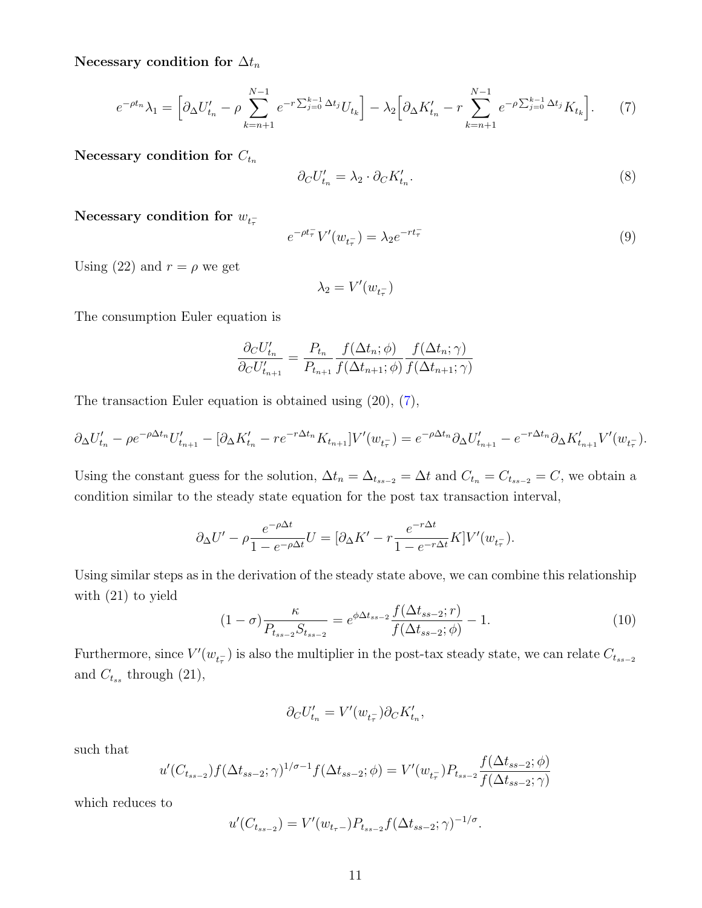**Necessary condition for $\Delta t_n$**

$$e^{-\rho t_n}\lambda_1 = \Big[\partial_\Delta U'_{t_n} - \rho\sum_{k=n+1}^{N-1} e^{-r\sum_{j=0}^{k-1}\Delta t_j}U_{t_k}\Big] - \lambda_2\Big[\partial_\Delta K'_{t_n} - r\sum_{k=n+1}^{N-1} e^{-\rho\sum_{j=0}^{k-1}\Delta t_j}K_{t_k}\Big]. \tag{7}$$

**Necessary condition for $C_{t_n}$**

$$\partial_C U'_{t_n} = \lambda_2 \cdot \partial_C K'_{t_n}. \tag{8}$$

**Necessary condition for $w_{t_\tau^-}$**

$$e^{-\rho t_\tau^-}V'(w_{t_\tau^-}) = \lambda_2 e^{-r t_\tau^-} \tag{9}$$

Using (22) and $r = \rho$ we get

$$\lambda_2 = V'(w_{t_\tau^-})$$

The consumption Euler equation is

$$\frac{\partial_C U'_{t_n}}{\partial_C U'_{t_{n+1}}} = \frac{P_{t_n}}{P_{t_{n+1}}}\frac{f(\Delta t_n;\phi)}{f(\Delta t_{n+1};\phi)}\frac{f(\Delta t_n;\gamma)}{f(\Delta t_{n+1};\gamma)}$$

The transaction Euler equation is obtained using (20), (7),

$$\partial_\Delta U'_{t_n} - \rho e^{-\rho\Delta t_n}U'_{t_{n+1}} - [\partial_\Delta K'_{t_n} - r e^{-r\Delta t_n}K_{t_{n+1}}]V'(w_{t_\tau^-}) = e^{-\rho\Delta t_n}\partial_\Delta U'_{t_{n+1}} - e^{-r\Delta t_n}\partial_\Delta K'_{t_{n+1}}V'(w_{t_\tau^-}).$$

Using the constant guess for the solution, $\Delta t_n = \Delta_{t_{ss-2}} = \Delta t$ and $C_{t_n} = C_{t_{ss-2}} = C$, we obtain a condition similar to the steady state equation for the post tax transaction interval,

$$\partial_\Delta U' - \rho\frac{e^{-\rho\Delta t}}{1-e^{-\rho\Delta t}}U = [\partial_\Delta K' - r\frac{e^{-r\Delta t}}{1-e^{-r\Delta t}}K]V'(w_{t_\tau^-}).$$

Using similar steps as in the derivation of the steady state above, we can combine this relationship with (21) to yield

$$(1-\sigma)\frac{\kappa}{P_{t_{ss-2}}S_{t_{ss-2}}} = e^{\phi\Delta t_{ss-2}}\frac{f(\Delta t_{ss-2};r)}{f(\Delta t_{ss-2};\phi)} - 1. \tag{10}$$

Furthermore, since $V'(w_{t_\tau^-})$ is also the multiplier in the post-tax steady state, we can relate $C_{t_{ss-2}}$ and $C_{t_{ss}}$ through (21),

$$\partial_C U'_{t_n} = V'(w_{t_\tau^-})\partial_C K'_{t_n},$$

such that

$$u'(C_{t_{ss-2}})f(\Delta t_{ss-2};\gamma)^{1/\sigma-1}f(\Delta t_{ss-2};\phi) = V'(w_{t_\tau^-})P_{t_{ss-2}}\frac{f(\Delta t_{ss-2};\phi)}{f(\Delta t_{ss-2};\gamma)}$$

which reduces to

$$u'(C_{t_{ss-2}}) = V'(w_{t_\tau -})P_{t_{ss-2}}f(\Delta t_{ss-2};\gamma)^{-1/\sigma}.$$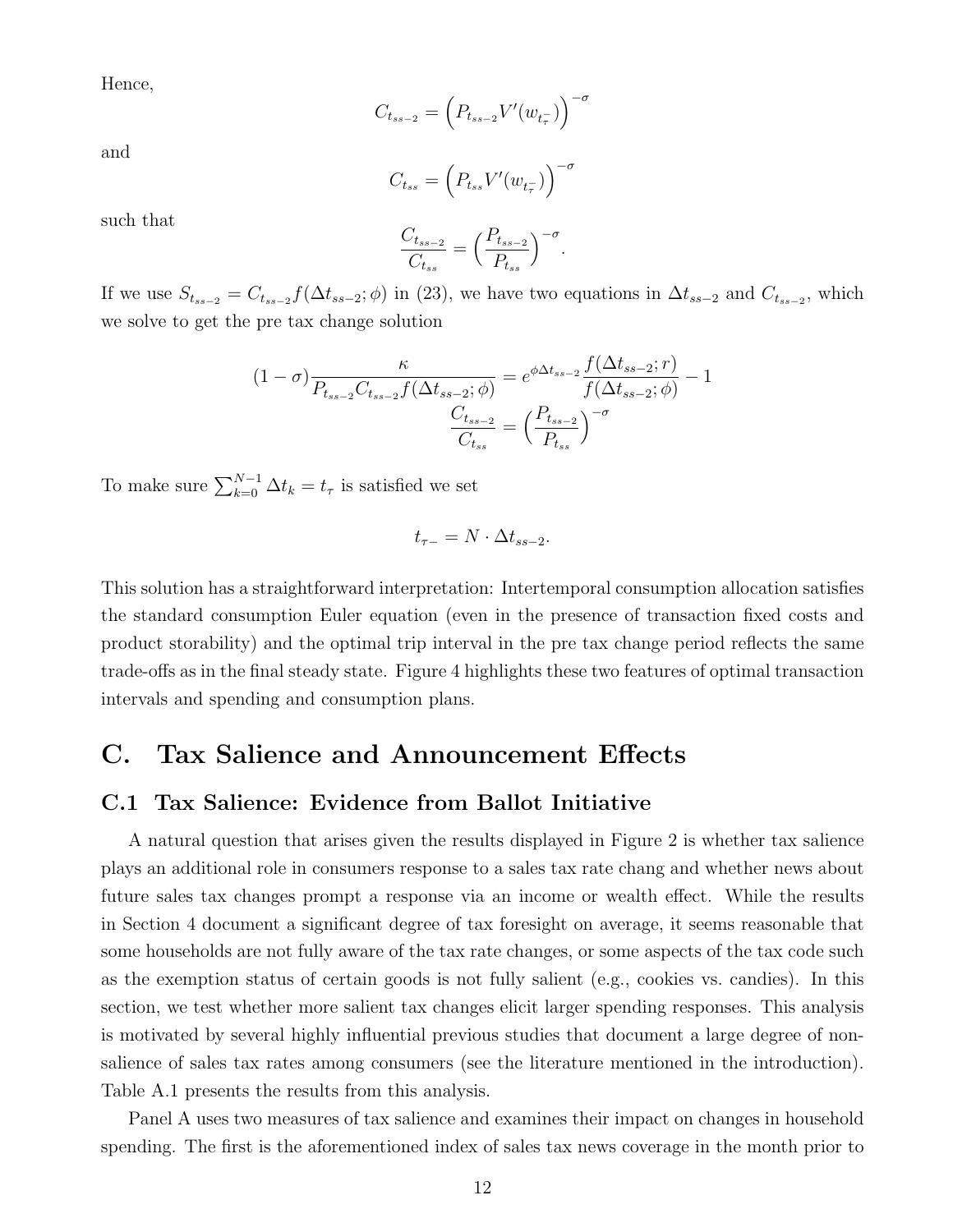Hence,

$$C_{t_{ss-2}} = \Big(P_{t_{ss-2}} V'(w_{t_\tau^-})\Big)^{-\sigma}$$

and

$$C_{t_{ss}} = \Big(P_{t_{ss}} V'(w_{t_\tau^-})\Big)^{-\sigma}$$

such that

$$\frac{C_{t_{ss-2}}}{C_{t_{ss}}} = \Big(\frac{P_{t_{ss-2}}}{P_{t_{ss}}}\Big)^{-\sigma}.$$

If we use $S_{t_{ss-2}} = C_{t_{ss-2}} f(\Delta t_{ss-2}; \phi)$ in (23), we have two equations in $\Delta t_{ss-2}$ and $C_{t_{ss-2}}$, which we solve to get the pre tax change solution

$$(1-\sigma)\frac{\kappa}{P_{t_{ss-2}} C_{t_{ss-2}} f(\Delta t_{ss-2}; \phi)} = e^{\phi \Delta t_{ss-2}} \frac{f(\Delta t_{ss-2}; r)}{f(\Delta t_{ss-2}; \phi)} - 1$$

$$\frac{C_{t_{ss-2}}}{C_{t_{ss}}} = \Big(\frac{P_{t_{ss-2}}}{P_{t_{ss}}}\Big)^{-\sigma}$$

To make sure $\sum_{k=0}^{N-1} \Delta t_k = t_\tau$ is satisfied we set

$$t_{\tau-} = N \cdot \Delta t_{ss-2}.$$

This solution has a straightforward interpretation: Intertemporal consumption allocation satisfies the standard consumption Euler equation (even in the presence of transaction fixed costs and product storability) and the optimal trip interval in the pre tax change period reflects the same trade-offs as in the final steady state. Figure 4 highlights these two features of optimal transaction intervals and spending and consumption plans.

# C. Tax Salience and Announcement Effects

## C.1 Tax Salience: Evidence from Ballot Initiative

A natural question that arises given the results displayed in Figure 2 is whether tax salience plays an additional role in consumers response to a sales tax rate chang and whether news about future sales tax changes prompt a response via an income or wealth effect. While the results in Section 4 document a significant degree of tax foresight on average, it seems reasonable that some households are not fully aware of the tax rate changes, or some aspects of the tax code such as the exemption status of certain goods is not fully salient (e.g., cookies vs. candies). In this section, we test whether more salient tax changes elicit larger spending responses. This analysis is motivated by several highly influential previous studies that document a large degree of non-salience of sales tax rates among consumers (see the literature mentioned in the introduction). Table A.1 presents the results from this analysis.

Panel A uses two measures of tax salience and examines their impact on changes in household spending. The first is the aforementioned index of sales tax news coverage in the month prior to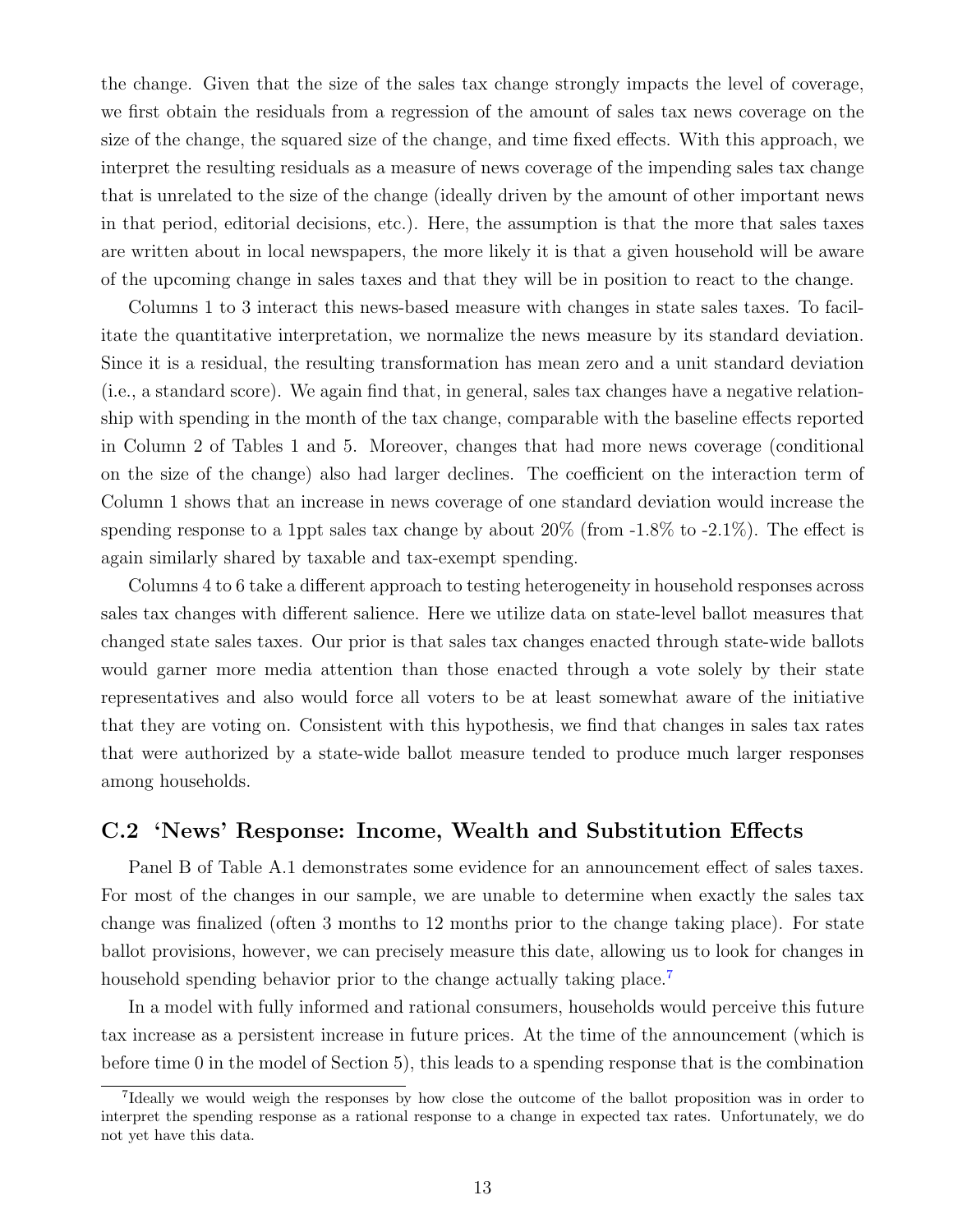the change. Given that the size of the sales tax change strongly impacts the level of coverage, we first obtain the residuals from a regression of the amount of sales tax news coverage on the size of the change, the squared size of the change, and time fixed effects. With this approach, we interpret the resulting residuals as a measure of news coverage of the impending sales tax change that is unrelated to the size of the change (ideally driven by the amount of other important news in that period, editorial decisions, etc.). Here, the assumption is that the more that sales taxes are written about in local newspapers, the more likely it is that a given household will be aware of the upcoming change in sales taxes and that they will be in position to react to the change.

Columns 1 to 3 interact this news-based measure with changes in state sales taxes. To facilitate the quantitative interpretation, we normalize the news measure by its standard deviation. Since it is a residual, the resulting transformation has mean zero and a unit standard deviation (i.e., a standard score). We again find that, in general, sales tax changes have a negative relationship with spending in the month of the tax change, comparable with the baseline effects reported in Column 2 of Tables 1 and 5. Moreover, changes that had more news coverage (conditional on the size of the change) also had larger declines. The coefficient on the interaction term of Column 1 shows that an increase in news coverage of one standard deviation would increase the spending response to a 1ppt sales tax change by about 20% (from -1.8% to -2.1%). The effect is again similarly shared by taxable and tax-exempt spending.

Columns 4 to 6 take a different approach to testing heterogeneity in household responses across sales tax changes with different salience. Here we utilize data on state-level ballot measures that changed state sales taxes. Our prior is that sales tax changes enacted through state-wide ballots would garner more media attention than those enacted through a vote solely by their state representatives and also would force all voters to be at least somewhat aware of the initiative that they are voting on. Consistent with this hypothesis, we find that changes in sales tax rates that were authorized by a state-wide ballot measure tended to produce much larger responses among households.

## C.2 'News' Response: Income, Wealth and Substitution Effects

Panel B of Table A.1 demonstrates some evidence for an announcement effect of sales taxes. For most of the changes in our sample, we are unable to determine when exactly the sales tax change was finalized (often 3 months to 12 months prior to the change taking place). For state ballot provisions, however, we can precisely measure this date, allowing us to look for changes in household spending behavior prior to the change actually taking place.[7]

In a model with fully informed and rational consumers, households would perceive this future tax increase as a persistent increase in future prices. At the time of the announcement (which is before time 0 in the model of Section 5), this leads to a spending response that is the combination

[7] Ideally we would weigh the responses by how close the outcome of the ballot proposition was in order to interpret the spending response as a rational response to a change in expected tax rates. Unfortunately, we do not yet have this data.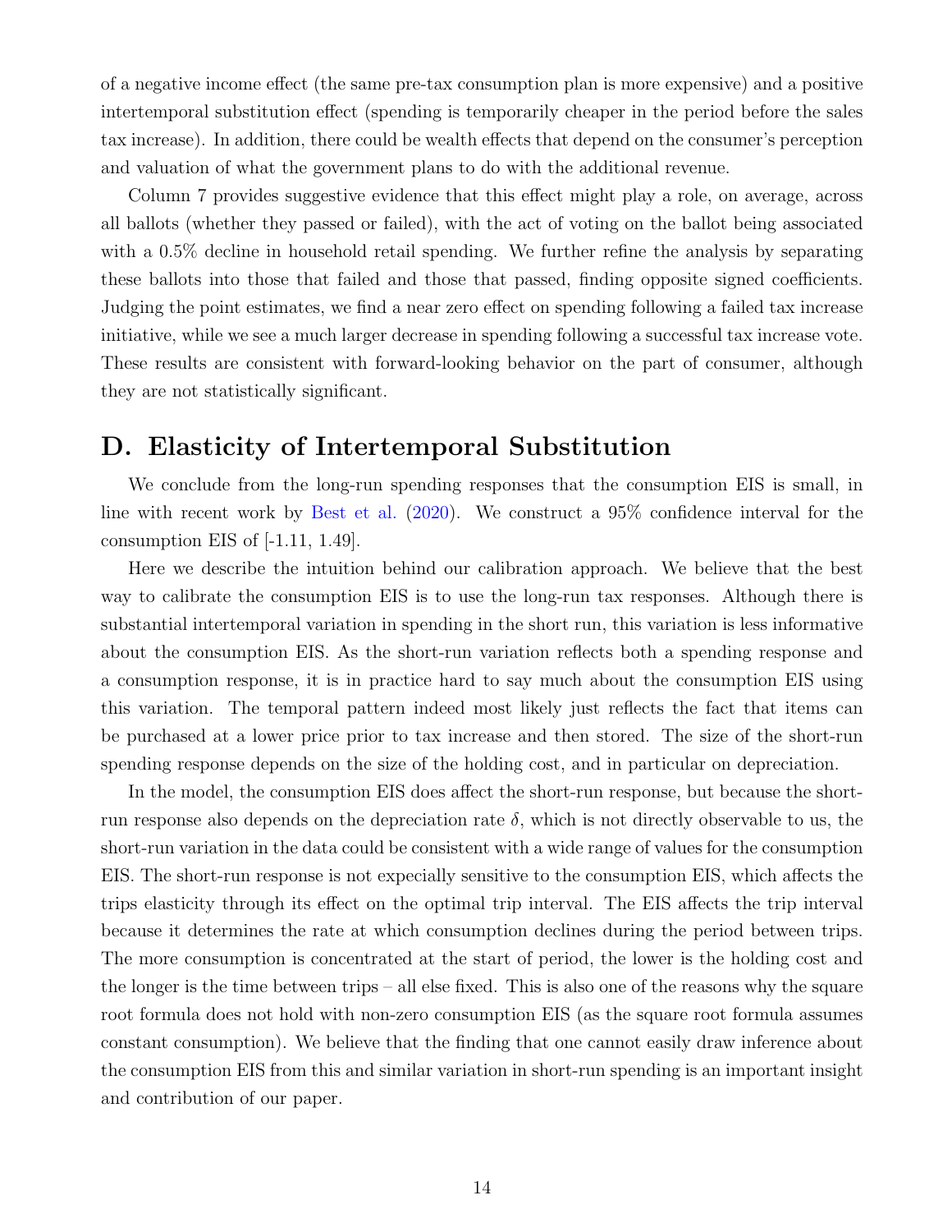of a negative income effect (the same pre-tax consumption plan is more expensive) and a positive intertemporal substitution effect (spending is temporarily cheaper in the period before the sales tax increase). In addition, there could be wealth effects that depend on the consumer's perception and valuation of what the government plans to do with the additional revenue.

Column 7 provides suggestive evidence that this effect might play a role, on average, across all ballots (whether they passed or failed), with the act of voting on the ballot being associated with a 0.5% decline in household retail spending. We further refine the analysis by separating these ballots into those that failed and those that passed, finding opposite signed coefficients. Judging the point estimates, we find a near zero effect on spending following a failed tax increase initiative, while we see a much larger decrease in spending following a successful tax increase vote. These results are consistent with forward-looking behavior on the part of consumer, although they are not statistically significant.

## D. Elasticity of Intertemporal Substitution

We conclude from the long-run spending responses that the consumption EIS is small, in line with recent work by Best et al. (2020). We construct a 95% confidence interval for the consumption EIS of [-1.11, 1.49].

Here we describe the intuition behind our calibration approach. We believe that the best way to calibrate the consumption EIS is to use the long-run tax responses. Although there is substantial intertemporal variation in spending in the short run, this variation is less informative about the consumption EIS. As the short-run variation reflects both a spending response and a consumption response, it is in practice hard to say much about the consumption EIS using this variation. The temporal pattern indeed most likely just reflects the fact that items can be purchased at a lower price prior to tax increase and then stored. The size of the short-run spending response depends on the size of the holding cost, and in particular on depreciation.

In the model, the consumption EIS does affect the short-run response, but because the short-run response also depends on the depreciation rate $\delta$, which is not directly observable to us, the short-run variation in the data could be consistent with a wide range of values for the consumption EIS. The short-run response is not expecially sensitive to the consumption EIS, which affects the trips elasticity through its effect on the optimal trip interval. The EIS affects the trip interval because it determines the rate at which consumption declines during the period between trips. The more consumption is concentrated at the start of period, the lower is the holding cost and the longer is the time between trips – all else fixed. This is also one of the reasons why the square root formula does not hold with non-zero consumption EIS (as the square root formula assumes constant consumption). We believe that the finding that one cannot easily draw inference about the consumption EIS from this and similar variation in short-run spending is an important insight and contribution of our paper.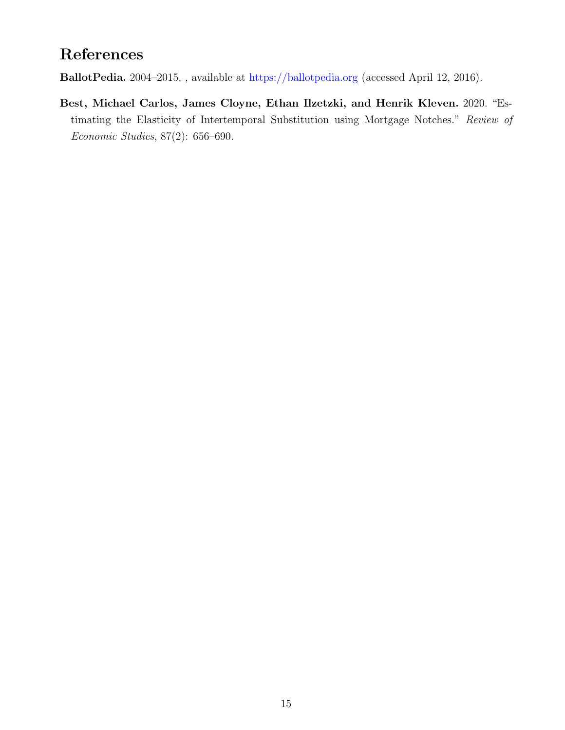# References

**BallotPedia.** 2004–2015. , available at https://ballotpedia.org (accessed April 12, 2016).

**Best, Michael Carlos, James Cloyne, Ethan Ilzetzki, and Henrik Kleven.** 2020. "Estimating the Elasticity of Intertemporal Substitution using Mortgage Notches." *Review of Economic Studies*, 87(2): 656–690.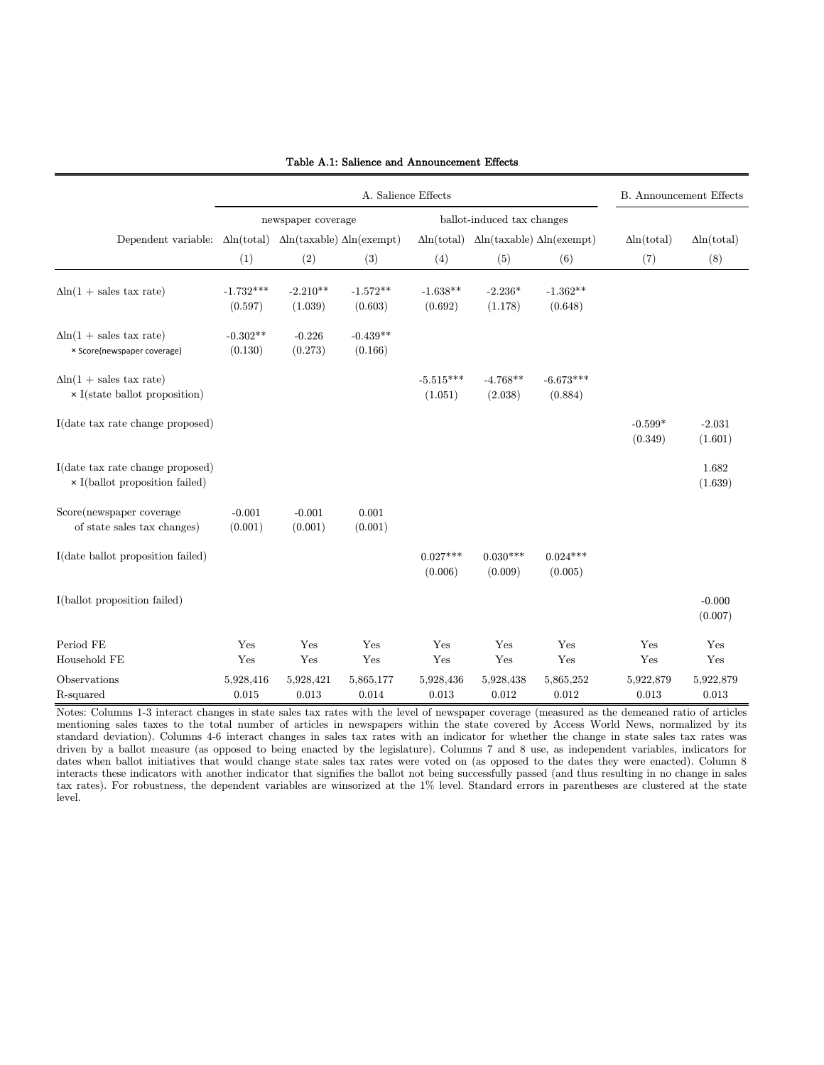**Table A.1: Salience and Announcement Effects**

| | A. Salience Effects | | | | | | B. Announcement Effects | |
|---|---|---|---|---|---|---|---|---|
| | newspaper coverage | | | ballot-induced tax changes | | | | |
| Dependent variable: | $\Delta\ln$(total) | $\Delta\ln$(taxable) | $\Delta\ln$(exempt) | $\Delta\ln$(total) | $\Delta\ln$(taxable) | $\Delta\ln$(exempt) | $\Delta\ln$(total) | $\Delta\ln$(total) |
| | (1) | (2) | (3) | (4) | (5) | (6) | (7) | (8) |
| $\Delta\ln(1 +$ sales tax rate$)$ | -1.732*** | -2.210** | -1.572** | -1.638** | -2.236* | -1.362** | | |
| | (0.597) | (1.039) | (0.603) | (0.692) | (1.178) | (0.648) | | |
| $\Delta\ln(1 +$ sales tax rate$)$ × Score(newspaper coverage) | -0.302** | -0.226 | -0.439** | | | | | |
| | (0.130) | (0.273) | (0.166) | | | | | |
| $\Delta\ln(1 +$ sales tax rate$)$ × I(state ballot proposition) | | | | -5.515*** | -4.768** | -6.673*** | | |
| | | | | (1.051) | (2.038) | (0.884) | | |
| I(date tax rate change proposed) | | | | | | | -0.599* | -2.031 |
| | | | | | | | (0.349) | (1.601) |
| I(date tax rate change proposed) × I(ballot proposition failed) | | | | | | | | 1.682 |
| | | | | | | | | (1.639) |
| Score(newspaper coverage of state sales tax changes) | -0.001 | -0.001 | 0.001 | | | | | |
| | (0.001) | (0.001) | (0.001) | | | | | |
| I(date ballot proposition failed) | | | | 0.027*** | 0.030*** | 0.024*** | | |
| | | | | (0.006) | (0.009) | (0.005) | | |
| I(ballot proposition failed) | | | | | | | | -0.000 |
| | | | | | | | | (0.007) |
| Period FE | Yes | Yes | Yes | Yes | Yes | Yes | Yes | Yes |
| Household FE | Yes | Yes | Yes | Yes | Yes | Yes | Yes | Yes |
| Observations | 5,928,416 | 5,928,421 | 5,865,177 | 5,928,436 | 5,928,438 | 5,865,252 | 5,922,879 | 5,922,879 |
| R-squared | 0.015 | 0.013 | 0.014 | 0.013 | 0.012 | 0.012 | 0.013 | 0.013 |

Notes: Columns 1-3 interact changes in state sales tax rates with the level of newspaper coverage (measured as the demeaned ratio of articles mentioning sales taxes to the total number of articles in newspapers within the state covered by Access World News, normalized by its standard deviation). Columns 4-6 interact changes in sales tax rates with an indicator for whether the change in state sales tax rates was driven by a ballot measure (as opposed to being enacted by the legislature). Columns 7 and 8 use, as independent variables, indicators for dates when ballot initiatives that would change state sales tax rates were voted on (as opposed to the dates they were enacted). Column 8 interacts these indicators with another indicator that signifies the ballot not being successfully passed (and thus resulting in no change in sales tax rates). For robustness, the dependent variables are winsorized at the 1% level. Standard errors in parentheses are clustered at the state level.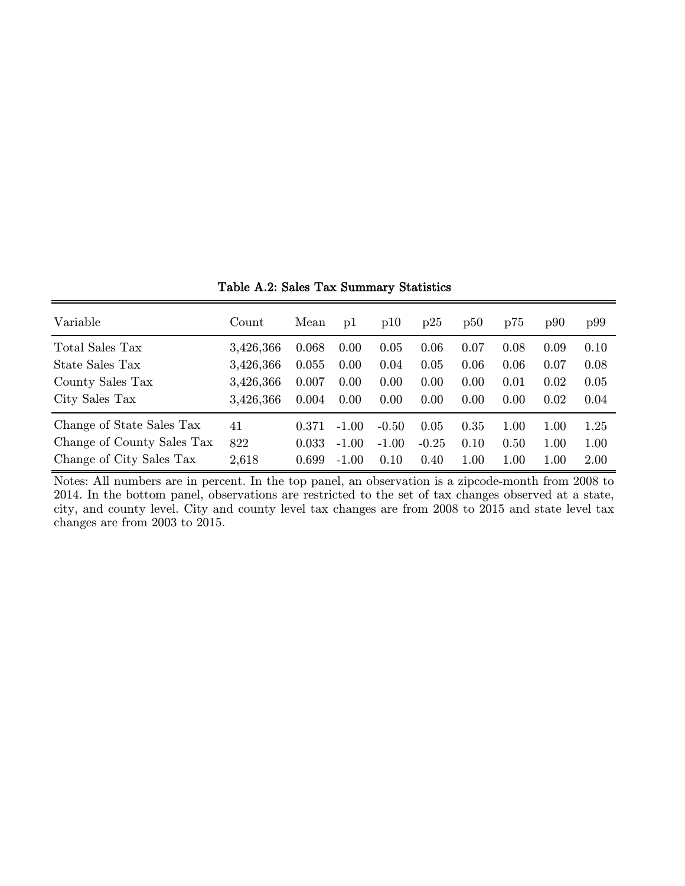Table A.2: Sales Tax Summary Statistics

| Variable | Count | Mean | p1 | p10 | p25 | p50 | p75 | p90 | p99 |
|---|---|---|---|---|---|---|---|---|---|
| Total Sales Tax | 3,426,366 | 0.068 | 0.00 | 0.05 | 0.06 | 0.07 | 0.08 | 0.09 | 0.10 |
| State Sales Tax | 3,426,366 | 0.055 | 0.00 | 0.04 | 0.05 | 0.06 | 0.06 | 0.07 | 0.08 |
| County Sales Tax | 3,426,366 | 0.007 | 0.00 | 0.00 | 0.00 | 0.00 | 0.01 | 0.02 | 0.05 |
| City Sales Tax | 3,426,366 | 0.004 | 0.00 | 0.00 | 0.00 | 0.00 | 0.00 | 0.02 | 0.04 |
| Change of State Sales Tax | 41 | 0.371 | -1.00 | -0.50 | 0.05 | 0.35 | 1.00 | 1.00 | 1.25 |
| Change of County Sales Tax | 822 | 0.033 | -1.00 | -1.00 | -0.25 | 0.10 | 0.50 | 1.00 | 1.00 |
| Change of City Sales Tax | 2,618 | 0.699 | -1.00 | 0.10 | 0.40 | 1.00 | 1.00 | 1.00 | 2.00 |

Notes: All numbers are in percent. In the top panel, an observation is a zipcode-month from 2008 to 2014. In the bottom panel, observations are restricted to the set of tax changes observed at a state, city, and county level. City and county level tax changes are from 2008 to 2015 and state level tax changes are from 2003 to 2015.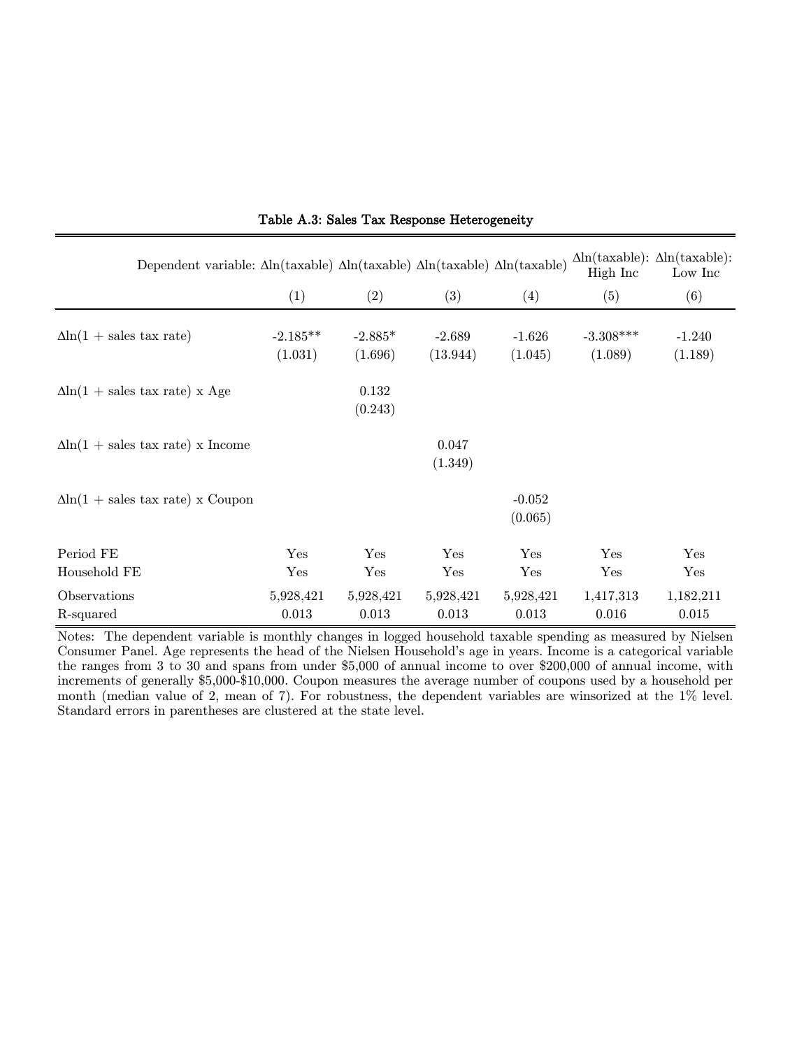Table A.3: Sales Tax Response Heterogeneity

| Dependent variable: | Δln(taxable) | Δln(taxable) | Δln(taxable) | Δln(taxable) | Δln(taxable): High Inc | Δln(taxable): Low Inc |
|---|---|---|---|---|---|---|
| | (1) | (2) | (3) | (4) | (5) | (6) |
| Δln(1 + sales tax rate) | -2.185** | -2.885* | -2.689 | -1.626 | -3.308*** | -1.240 |
| | (1.031) | (1.696) | (13.944) | (1.045) | (1.089) | (1.189) |
| Δln(1 + sales tax rate) x Age | | 0.132 | | | | |
| | | (0.243) | | | | |
| Δln(1 + sales tax rate) x Income | | | 0.047 | | | |
| | | | (1.349) | | | |
| Δln(1 + sales tax rate) x Coupon | | | | -0.052 | | |
| | | | | (0.065) | | |
| Period FE | Yes | Yes | Yes | Yes | Yes | Yes |
| Household FE | Yes | Yes | Yes | Yes | Yes | Yes |
| Observations | 5,928,421 | 5,928,421 | 5,928,421 | 5,928,421 | 1,417,313 | 1,182,211 |
| R-squared | 0.013 | 0.013 | 0.013 | 0.013 | 0.016 | 0.015 |

Notes: The dependent variable is monthly changes in logged household taxable spending as measured by Nielsen Consumer Panel. Age represents the head of the Nielsen Household's age in years. Income is a categorical variable the ranges from 3 to 30 and spans from under $5,000 of annual income to over $200,000 of annual income, with increments of generally $5,000-$10,000. Coupon measures the average number of coupons used by a household per month (median value of 2, mean of 7). For robustness, the dependent variables are winsorized at the 1% level. Standard errors in parentheses are clustered at the state level.